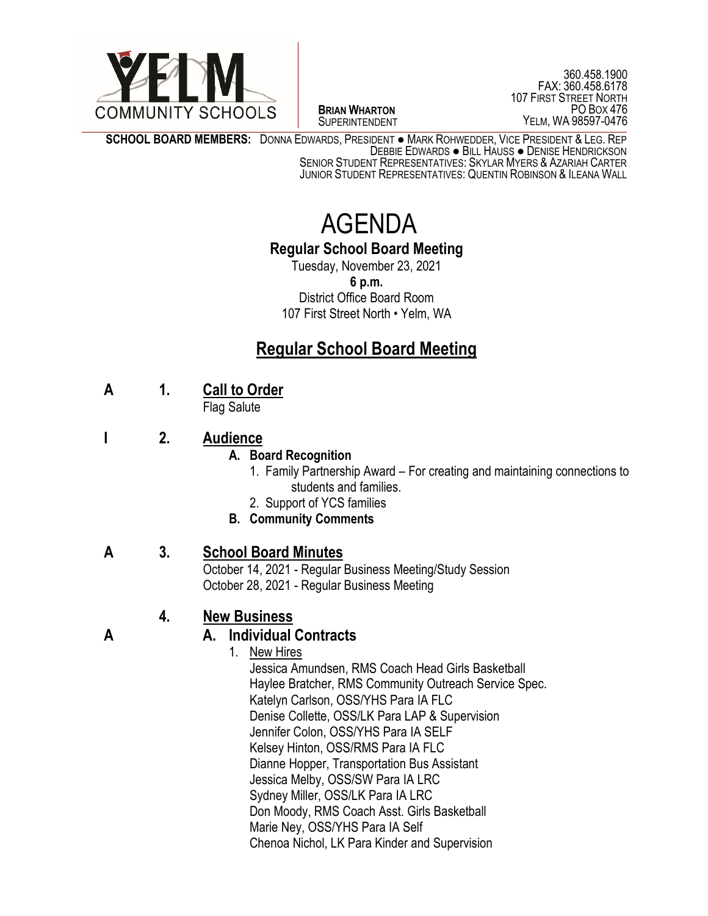YELM COMMUNITY SCHOOLS

**BRIAN WHARTON**
SUPERINTENDENT

360.458.1900
FAX: 360.458.6178
107 FIRST STREET NORTH
PO BOX 476
YELM, WA 98597-0476

**SCHOOL BOARD MEMBERS:** DONNA EDWARDS, PRESIDENT ● MARK ROHWEDDER, VICE PRESIDENT & LEG. REP
DEBBIE EDWARDS ● BILL HAUSS ● DENISE HENDRICKSON
SENIOR STUDENT REPRESENTATIVES: SKYLAR MYERS & AZARIAH CARTER
JUNIOR STUDENT REPRESENTATIVES: QUENTIN ROBINSON & ILEANA WALL

# AGENDA

**Regular School Board Meeting**

Tuesday, November 23, 2021
**6 p.m.**
District Office Board Room
107 First Street North • Yelm, WA

## Regular School Board Meeting

**A 1. Call to Order**
Flag Salute

**I 2. Audience**

- **A. Board Recognition**
  1. Family Partnership Award – For creating and maintaining connections to students and families.
  2. Support of YCS families
- **B. Community Comments**

**A 3. School Board Minutes**
October 14, 2021 - Regular Business Meeting/Study Session
October 28, 2021 - Regular Business Meeting

**4. New Business**

**A A. Individual Contracts**

1. New Hires

Jessica Amundsen, RMS Coach Head Girls Basketball
Haylee Bratcher, RMS Community Outreach Service Spec.
Katelyn Carlson, OSS/YHS Para IA FLC
Denise Collette, OSS/LK Para LAP & Supervision
Jennifer Colon, OSS/YHS Para IA SELF
Kelsey Hinton, OSS/RMS Para IA FLC
Dianne Hopper, Transportation Bus Assistant
Jessica Melby, OSS/SW Para IA LRC
Sydney Miller, OSS/LK Para IA LRC
Don Moody, RMS Coach Asst. Girls Basketball
Marie Ney, OSS/YHS Para IA Self
Chenoa Nichol, LK Para Kinder and Supervision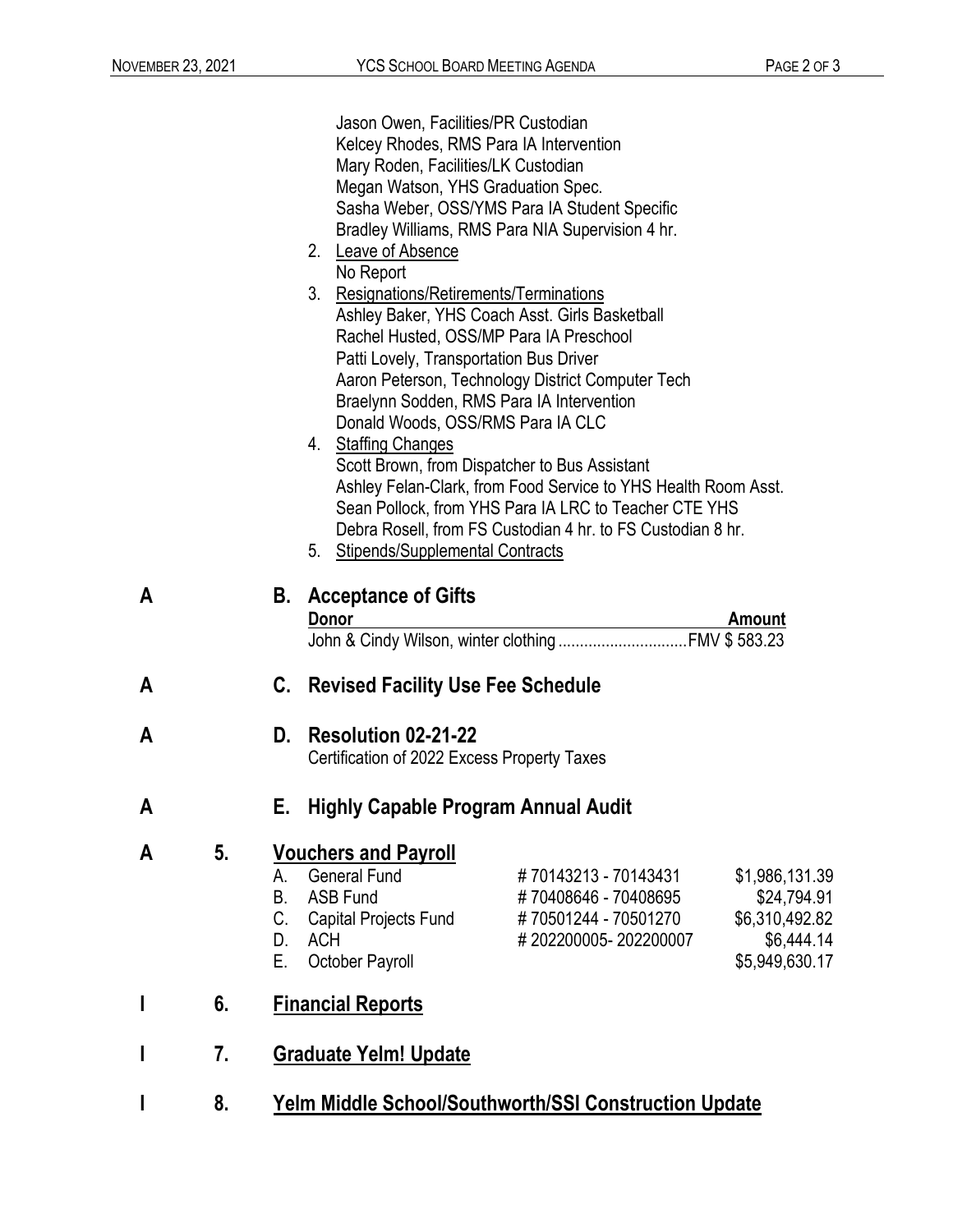Jason Owen, Facilities/PR Custodian
Kelcey Rhodes, RMS Para IA Intervention
Mary Roden, Facilities/LK Custodian
Megan Watson, YHS Graduation Spec.
Sasha Weber, OSS/YMS Para IA Student Specific
Bradley Williams, RMS Para NIA Supervision 4 hr.

2. Leave of Absence
   No Report
3. Resignations/Retirements/Terminations
   Ashley Baker, YHS Coach Asst. Girls Basketball
   Rachel Husted, OSS/MP Para IA Preschool
   Patti Lovely, Transportation Bus Driver
   Aaron Peterson, Technology District Computer Tech
   Braelynn Sodden, RMS Para IA Intervention
   Donald Woods, OSS/RMS Para IA CLC
4. Staffing Changes
   Scott Brown, from Dispatcher to Bus Assistant
   Ashley Felan-Clark, from Food Service to YHS Health Room Asst.
   Sean Pollock, from YHS Para IA LRC to Teacher CTE YHS
   Debra Rosell, from FS Custodian 4 hr. to FS Custodian 8 hr.
5. Stipends/Supplemental Contracts

**A** **B. Acceptance of Gifts**

| Donor | Amount |
|---|---|
| John & Cindy Wilson, winter clothing | FMV $ 583.23 |

**A** **C. Revised Facility Use Fee Schedule**

**A** **D. Resolution 02-21-22**
Certification of 2022 Excess Property Taxes

**A** **E. Highly Capable Program Annual Audit**

**A** **5. Vouchers and Payroll**

| | | | |
|---|---|---|---|
| A. | General Fund | # 70143213 - 70143431 | $1,986,131.39 |
| B. | ASB Fund | # 70408646 - 70408695 | $24,794.91 |
| C. | Capital Projects Fund | # 70501244 - 70501270 | $6,310,492.82 |
| D. | ACH | # 202200005- 202200007 | $6,444.14 |
| E. | October Payroll | | $5,949,630.17 |

**I** **6. Financial Reports**

**I** **7. Graduate Yelm! Update**

**I** **8. Yelm Middle School/Southworth/SSI Construction Update**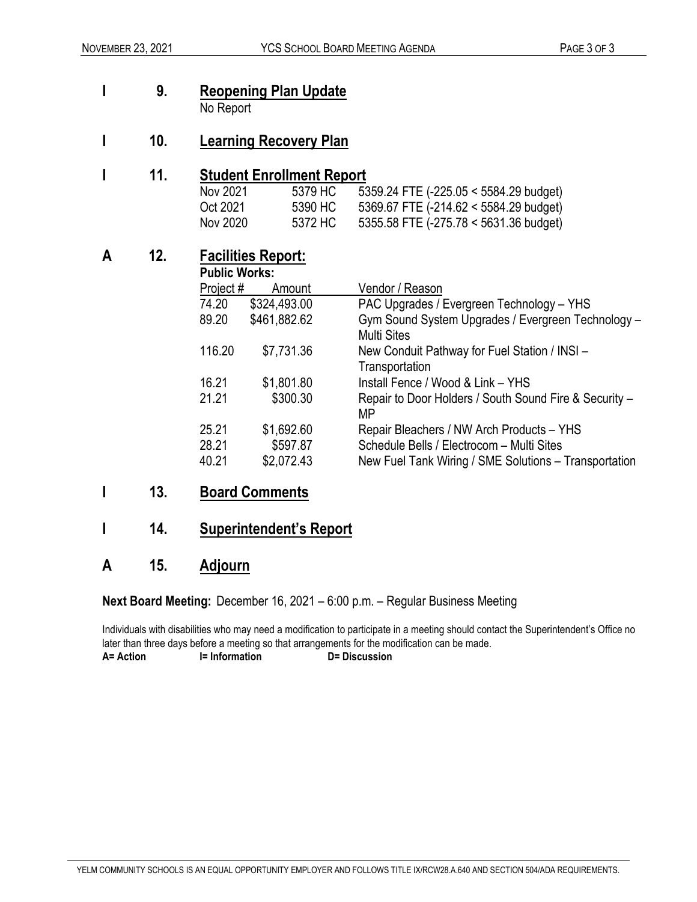I **9. Reopening Plan Update**

No Report

I **10. Learning Recovery Plan**

I **11. Student Enrollment Report**

| | | |
|---|---|---|
| Nov 2021 | 5379 HC | 5359.24 FTE (-225.05 < 5584.29 budget) |
| Oct 2021 | 5390 HC | 5369.67 FTE (-214.62 < 5584.29 budget) |
| Nov 2020 | 5372 HC | 5355.58 FTE (-275.78 < 5631.36 budget) |

A **12. Facilities Report:**

**Public Works:**

| Project # | Amount | Vendor / Reason |
|---|---|---|
| 74.20 | $324,493.00 | PAC Upgrades / Evergreen Technology – YHS |
| 89.20 | $461,882.62 | Gym Sound System Upgrades / Evergreen Technology – Multi Sites |
| 116.20 | $7,731.36 | New Conduit Pathway for Fuel Station / INSI – Transportation |
| 16.21 | $1,801.80 | Install Fence / Wood & Link – YHS |
| 21.21 | $300.30 | Repair to Door Holders / South Sound Fire & Security – MP |
| 25.21 | $1,692.60 | Repair Bleachers / NW Arch Products – YHS |
| 28.21 | $597.87 | Schedule Bells / Electrocom – Multi Sites |
| 40.21 | $2,072.43 | New Fuel Tank Wiring / SME Solutions – Transportation |

I **13. Board Comments**

I **14. Superintendent's Report**

A **15. Adjourn**

**Next Board Meeting:** December 16, 2021 – 6:00 p.m. – Regular Business Meeting

Individuals with disabilities who may need a modification to participate in a meeting should contact the Superintendent's Office no later than three days before a meeting so that arrangements for the modification can be made.

**A= Action** **I= Information** **D= Discussion**

YELM COMMUNITY SCHOOLS IS AN EQUAL OPPORTUNITY EMPLOYER AND FOLLOWS TITLE IX/RCW28.A.640 AND SECTION 504/ADA REQUIREMENTS.